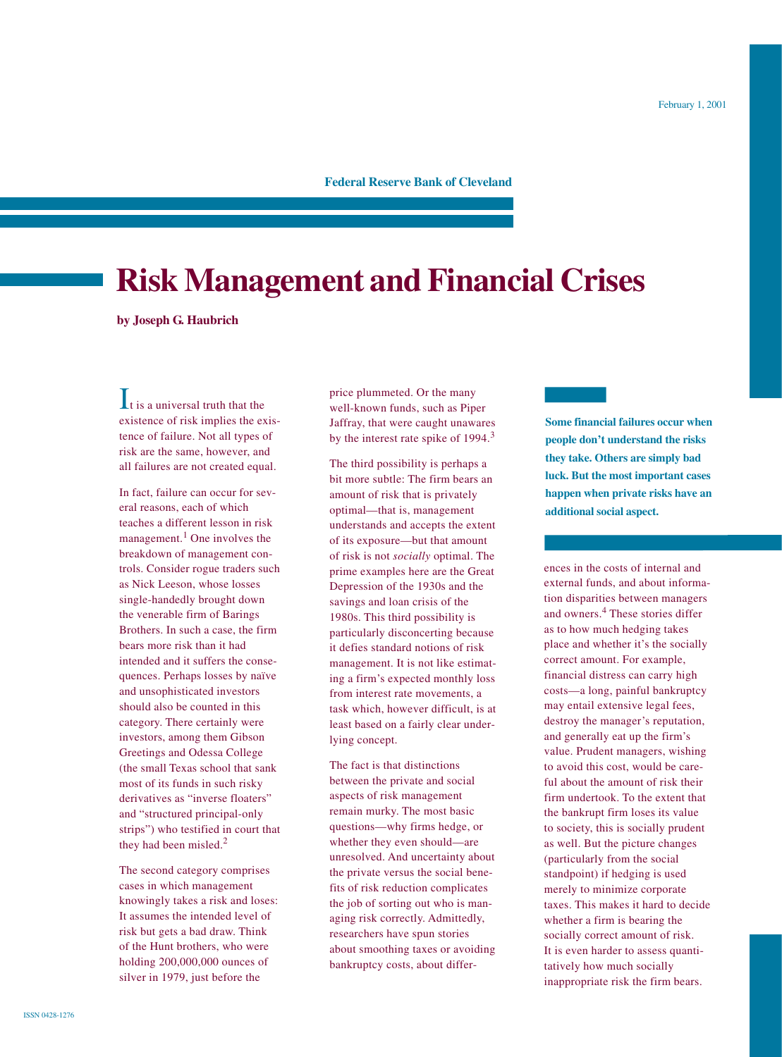February 1, 2001

**Federal Reserve Bank of Cleveland**

# Risk Management and Financial Crises

**by Joseph G. Haubrich**

It is a universal truth that the existence of risk implies the existence of failure. Not all types of risk are the same, however, and all failures are not created equal.

In fact, failure can occur for several reasons, each of which teaches a different lesson in risk management.[1] One involves the breakdown of management controls. Consider rogue traders such as Nick Leeson, whose losses single-handedly brought down the venerable firm of Barings Brothers. In such a case, the firm bears more risk than it had intended and it suffers the consequences. Perhaps losses by naïve and unsophisticated investors should also be counted in this category. There certainly were investors, among them Gibson Greetings and Odessa College (the small Texas school that sank most of its funds in such risky derivatives as "inverse floaters" and "structured principal-only strips") who testified in court that they had been misled.[2]

The second category comprises cases in which management knowingly takes a risk and loses: It assumes the intended level of risk but gets a bad draw. Think of the Hunt brothers, who were holding 200,000,000 ounces of silver in 1979, just before the price plummeted. Or the many well-known funds, such as Piper Jaffray, that were caught unawares by the interest rate spike of 1994.[3]

The third possibility is perhaps a bit more subtle: The firm bears an amount of risk that is privately optimal—that is, management understands and accepts the extent of its exposure—but that amount of risk is not *socially* optimal. The prime examples here are the Great Depression of the 1930s and the savings and loan crisis of the 1980s. This third possibility is particularly disconcerting because it defies standard notions of risk management. It is not like estimating a firm's expected monthly loss from interest rate movements, a task which, however difficult, is at least based on a fairly clear underlying concept.

The fact is that distinctions between the private and social aspects of risk management remain murky. The most basic questions—why firms hedge, or whether they even should—are unresolved. And uncertainty about the private versus the social benefits of risk reduction complicates the job of sorting out who is managing risk correctly. Admittedly, researchers have spun stories about smoothing taxes or avoiding bankruptcy costs, about differences in the costs of internal and external funds, and about information disparities between managers and owners.[4] These stories differ as to how much hedging takes place and whether it's the socially correct amount. For example, financial distress can carry high costs—a long, painful bankruptcy may entail extensive legal fees, destroy the manager's reputation, and generally eat up the firm's value. Prudent managers, wishing to avoid this cost, would be careful about the amount of risk their firm undertook. To the extent that the bankrupt firm loses its value to society, this is socially prudent as well. But the picture changes (particularly from the social standpoint) if hedging is used merely to minimize corporate taxes. This makes it hard to decide whether a firm is bearing the socially correct amount of risk. It is even harder to assess quantitatively how much socially inappropriate risk the firm bears.

**Some financial failures occur when people don't understand the risks they take. Others are simply bad luck. But the most important cases happen when private risks have an additional social aspect.**

ISSN 0428-1276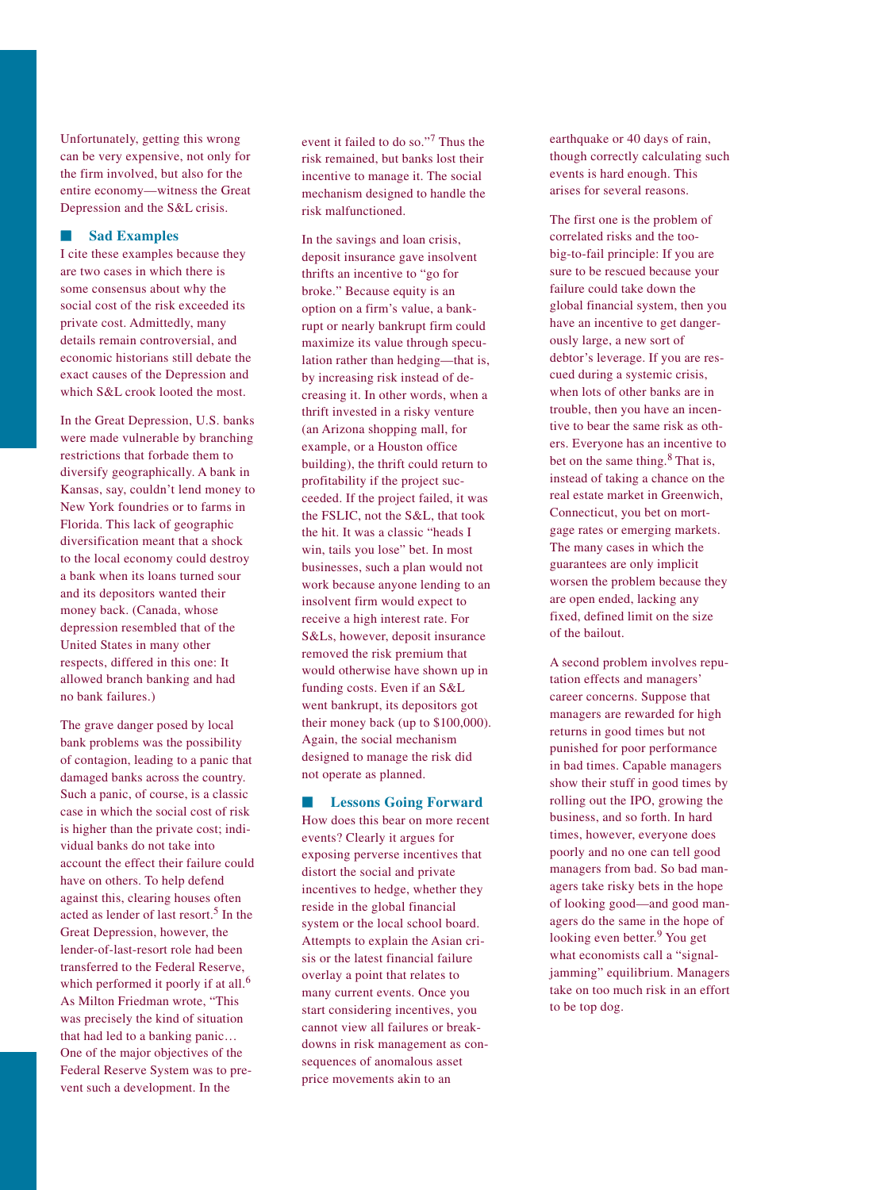Unfortunately, getting this wrong can be very expensive, not only for the firm involved, but also for the entire economy—witness the Great Depression and the S&L crisis.

## Sad Examples

I cite these examples because they are two cases in which there is some consensus about why the social cost of the risk exceeded its private cost. Admittedly, many details remain controversial, and economic historians still debate the exact causes of the Depression and which S&L crook looted the most.

In the Great Depression, U.S. banks were made vulnerable by branching restrictions that forbade them to diversify geographically. A bank in Kansas, say, couldn't lend money to New York foundries or to farms in Florida. This lack of geographic diversification meant that a shock to the local economy could destroy a bank when its loans turned sour and its depositors wanted their money back. (Canada, whose depression resembled that of the United States in many other respects, differed in this one: It allowed branch banking and had no bank failures.)

The grave danger posed by local bank problems was the possibility of contagion, leading to a panic that damaged banks across the country. Such a panic, of course, is a classic case in which the social cost of risk is higher than the private cost; individual banks do not take into account the effect their failure could have on others. To help defend against this, clearing houses often acted as lender of last resort.[5] In the Great Depression, however, the lender-of-last-resort role had been transferred to the Federal Reserve, which performed it poorly if at all.[6] As Milton Friedman wrote, "This was precisely the kind of situation that had led to a banking panic… One of the major objectives of the Federal Reserve System was to prevent such a development. In the event it failed to do so."[7] Thus the risk remained, but banks lost their incentive to manage it. The social mechanism designed to handle the risk malfunctioned.

In the savings and loan crisis, deposit insurance gave insolvent thrifts an incentive to "go for broke." Because equity is an option on a firm's value, a bankrupt or nearly bankrupt firm could maximize its value through speculation rather than hedging—that is, by increasing risk instead of decreasing it. In other words, when a thrift invested in a risky venture (an Arizona shopping mall, for example, or a Houston office building), the thrift could return to profitability if the project succeeded. If the project failed, it was the FSLIC, not the S&L, that took the hit. It was a classic "heads I win, tails you lose" bet. In most businesses, such a plan would not work because anyone lending to an insolvent firm would expect to receive a high interest rate. For S&Ls, however, deposit insurance removed the risk premium that would otherwise have shown up in funding costs. Even if an S&L went bankrupt, its depositors got their money back (up to $100,000). Again, the social mechanism designed to manage the risk did not operate as planned.

## Lessons Going Forward

How does this bear on more recent events? Clearly it argues for exposing perverse incentives that distort the social and private incentives to hedge, whether they reside in the global financial system or the local school board. Attempts to explain the Asian crisis or the latest financial failure overlay a point that relates to many current events. Once you start considering incentives, you cannot view all failures or breakdowns in risk management as consequences of anomalous asset price movements akin to an earthquake or 40 days of rain, though correctly calculating such events is hard enough. This arises for several reasons.

The first one is the problem of correlated risks and the too-big-to-fail principle: If you are sure to be rescued because your failure could take down the global financial system, then you have an incentive to get dangerously large, a new sort of debtor's leverage. If you are rescued during a systemic crisis, when lots of other banks are in trouble, then you have an incentive to bear the same risk as others. Everyone has an incentive to bet on the same thing.[8] That is, instead of taking a chance on the real estate market in Greenwich, Connecticut, you bet on mortgage rates or emerging markets. The many cases in which the guarantees are only implicit worsen the problem because they are open ended, lacking any fixed, defined limit on the size of the bailout.

A second problem involves reputation effects and managers' career concerns. Suppose that managers are rewarded for high returns in good times but not punished for poor performance in bad times. Capable managers show their stuff in good times by rolling out the IPO, growing the business, and so forth. In hard times, however, everyone does poorly and no one can tell good managers from bad. So bad managers take risky bets in the hope of looking good—and good managers do the same in the hope of looking even better.[9] You get what economists call a "signal-jamming" equilibrium. Managers take on too much risk in an effort to be top dog.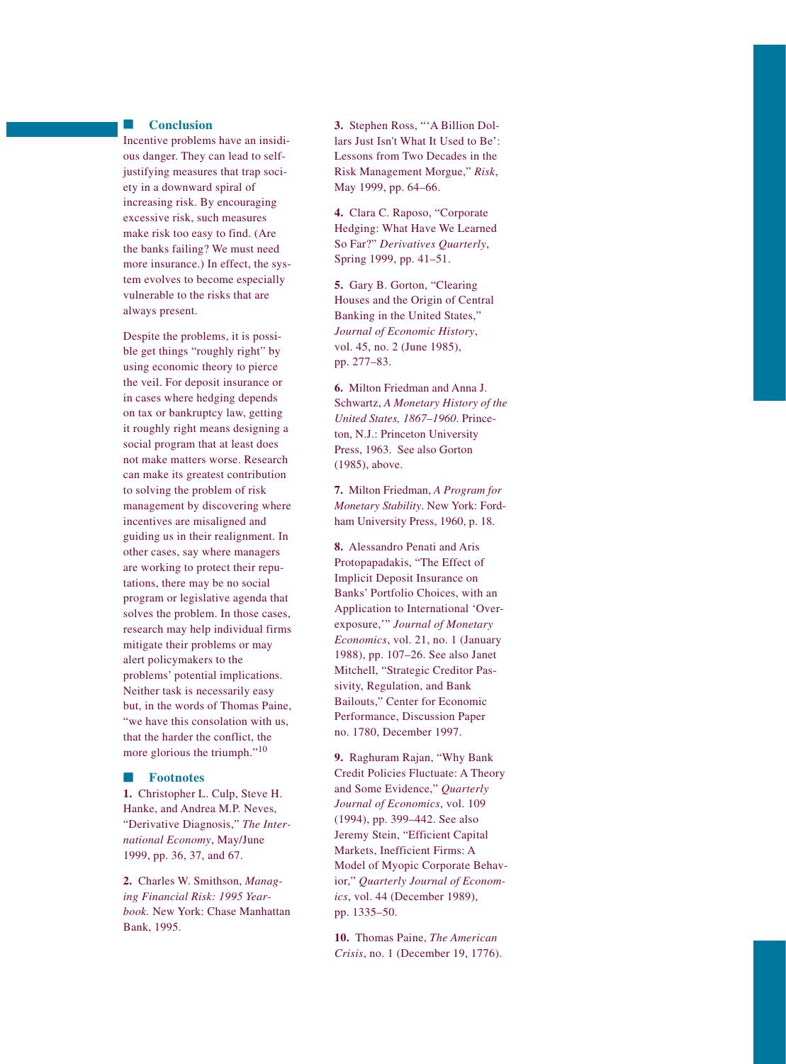## Conclusion

Incentive problems have an insidious danger. They can lead to self-justifying measures that trap society in a downward spiral of increasing risk. By encouraging excessive risk, such measures make risk too easy to find. (Are the banks failing? We must need more insurance.) In effect, the system evolves to become especially vulnerable to the risks that are always present.

Despite the problems, it is possible get things "roughly right" by using economic theory to pierce the veil. For deposit insurance or in cases where hedging depends on tax or bankruptcy law, getting it roughly right means designing a social program that at least does not make matters worse. Research can make its greatest contribution to solving the problem of risk management by discovering where incentives are misaligned and guiding us in their realignment. In other cases, say where managers are working to protect their reputations, there may be no social program or legislative agenda that solves the problem. In those cases, research may help individual firms mitigate their problems or may alert policymakers to the problems' potential implications. Neither task is necessarily easy but, in the words of Thomas Paine, "we have this consolation with us, that the harder the conflict, the more glorious the triumph."[10]

## Footnotes

**1.** Christopher L. Culp, Steve H. Hanke, and Andrea M.P. Neves, "Derivative Diagnosis," *The International Economy*, May/June 1999, pp. 36, 37, and 67.

**2.** Charles W. Smithson, *Managing Financial Risk: 1995 Yearbook.* New York: Chase Manhattan Bank, 1995.

**3.** Stephen Ross, "'A Billion Dollars Just Isn't What It Used to Be': Lessons from Two Decades in the Risk Management Morgue," *Risk*, May 1999, pp. 64–66.

**4.** Clara C. Raposo, "Corporate Hedging: What Have We Learned So Far?" *Derivatives Quarterly*, Spring 1999, pp. 41–51.

**5.** Gary B. Gorton, "Clearing Houses and the Origin of Central Banking in the United States," *Journal of Economic History*, vol. 45, no. 2 (June 1985), pp. 277–83.

**6.** Milton Friedman and Anna J. Schwartz, *A Monetary History of the United States, 1867–1960*. Princeton, N.J.: Princeton University Press, 1963. See also Gorton (1985), above.

**7.** Milton Friedman, *A Program for Monetary Stability*. New York: Fordham University Press, 1960, p. 18.

**8.** Alessandro Penati and Aris Protopapadakis, "The Effect of Implicit Deposit Insurance on Banks' Portfolio Choices, with an Application to International 'Overexposure,'" *Journal of Monetary Economics*, vol. 21, no. 1 (January 1988), pp. 107–26. See also Janet Mitchell, "Strategic Creditor Passivity, Regulation, and Bank Bailouts," Center for Economic Performance, Discussion Paper no. 1780, December 1997.

**9.** Raghuram Rajan, "Why Bank Credit Policies Fluctuate: A Theory and Some Evidence," *Quarterly Journal of Economics*, vol. 109 (1994), pp. 399–442. See also Jeremy Stein, "Efficient Capital Markets, Inefficient Firms: A Model of Myopic Corporate Behavior," *Quarterly Journal of Economics*, vol. 44 (December 1989), pp. 1335–50.

**10.** Thomas Paine, *The American Crisis*, no. 1 (December 19, 1776).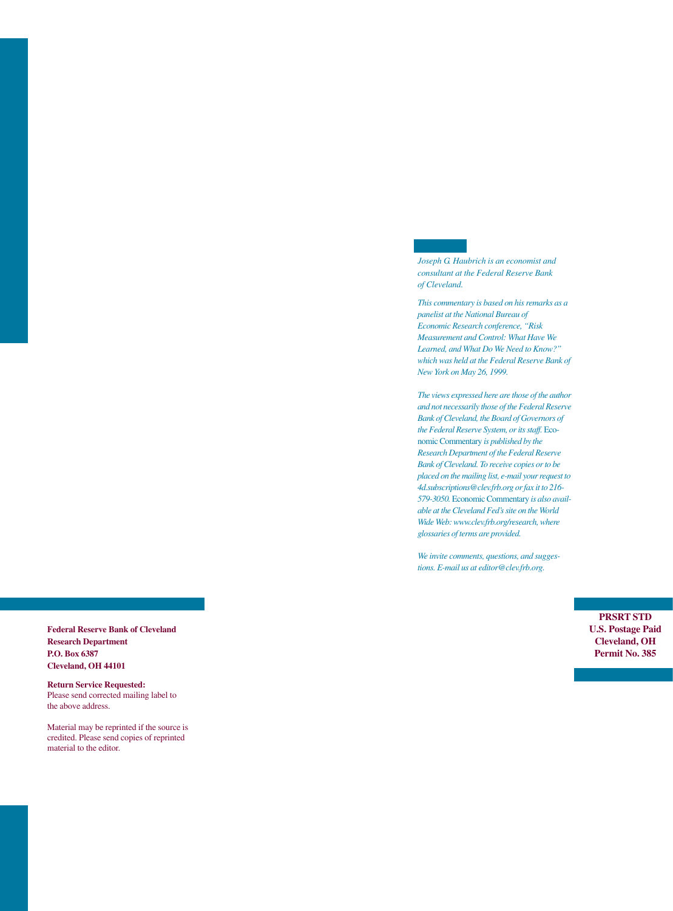*Joseph G. Haubrich is an economist and consultant at the Federal Reserve Bank of Cleveland.*

*This commentary is based on his remarks as a panelist at the National Bureau of Economic Research conference, "Risk Measurement and Control: What Have We Learned, and What Do We Need to Know?" which was held at the Federal Reserve Bank of New York on May 26, 1999.*

*The views expressed here are those of the author and not necessarily those of the Federal Reserve Bank of Cleveland, the Board of Governors of the Federal Reserve System, or its staff.* Economic Commentary *is published by the Research Department of the Federal Reserve Bank of Cleveland. To receive copies or to be placed on the mailing list, e-mail your request to 4d.subscriptions@clev.frb.org or fax it to 216-579-3050.* Economic Commentary *is also available at the Cleveland Fed's site on the World Wide Web: www.clev.frb.org/research, where glossaries of terms are provided.*

*We invite comments, questions, and suggestions. E-mail us at editor@clev.frb.org.*

**Federal Reserve Bank of Cleveland**
**Research Department**
**P.O. Box 6387**
**Cleveland, OH 44101**

**Return Service Requested:**
Please send corrected mailing label to the above address.

Material may be reprinted if the source is credited. Please send copies of reprinted material to the editor.

**PRSRT STD**
**U.S. Postage Paid**
**Cleveland, OH**
**Permit No. 385**